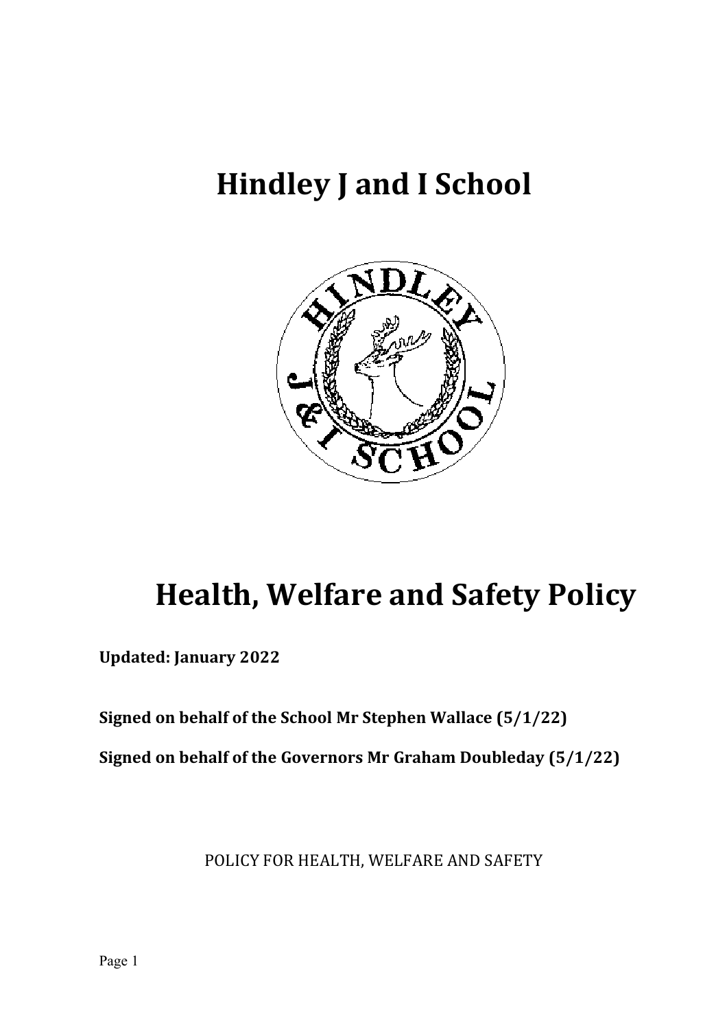# Hindley J and I School

# Health, Welfare and Safety Policy

**Updated: January 2022**

**Signed on behalf of the School Mr Stephen Wallace (5/1/22)**

**Signed on behalf of the Governors Mr Graham Doubleday (5/1/22)**

POLICY FOR HEALTH, WELFARE AND SAFETY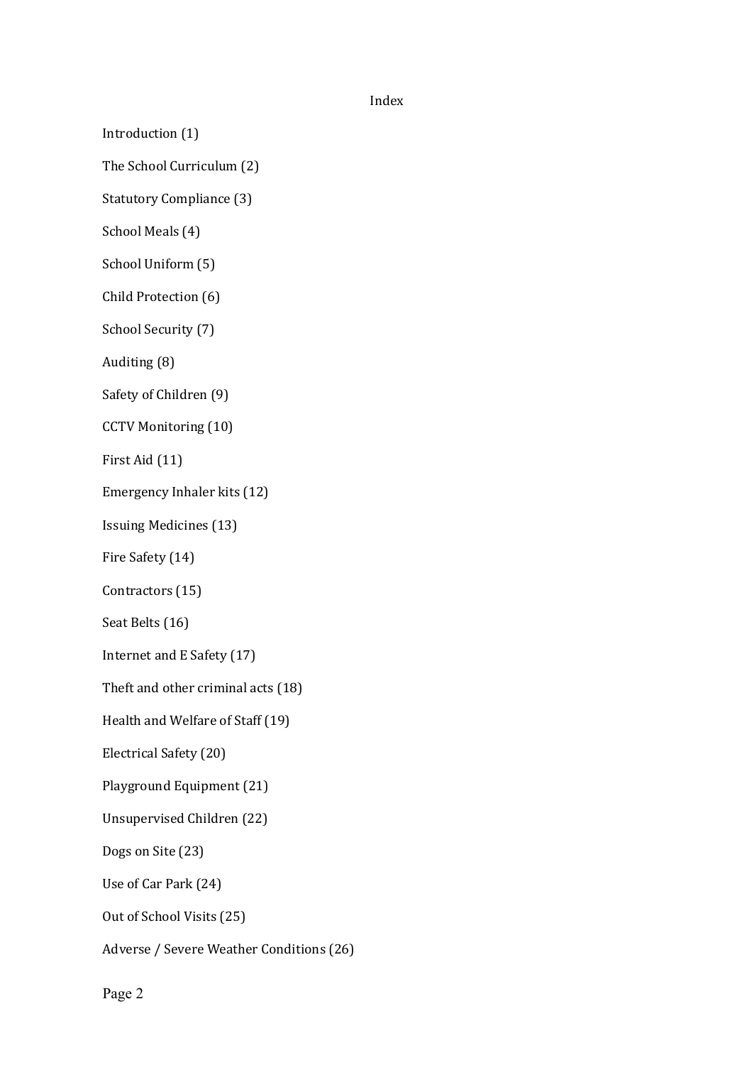# Index

Introduction (1)

The School Curriculum (2)

Statutory Compliance (3)

School Meals (4)

School Uniform (5)

Child Protection (6)

School Security (7)

Auditing (8)

Safety of Children (9)

CCTV Monitoring (10)

First Aid (11)

Emergency Inhaler kits (12)

Issuing Medicines (13)

Fire Safety (14)

Contractors (15)

Seat Belts (16)

Internet and E Safety (17)

Theft and other criminal acts (18)

Health and Welfare of Staff (19)

Electrical Safety (20)

Playground Equipment (21)

Unsupervised Children (22)

Dogs on Site (23)

Use of Car Park (24)

Out of School Visits (25)

Adverse / Severe Weather Conditions (26)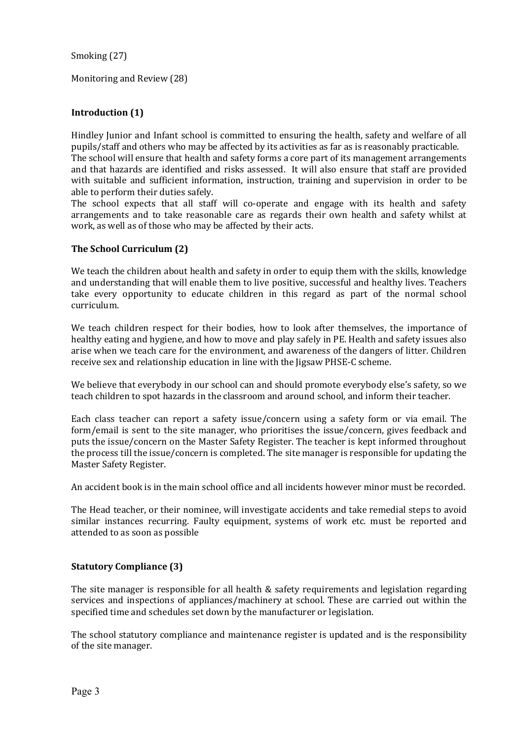Smoking (27)

Monitoring and Review (28)

## Introduction (1)

Hindley Junior and Infant school is committed to ensuring the health, safety and welfare of all pupils/staff and others who may be affected by its activities as far as is reasonably practicable. The school will ensure that health and safety forms a core part of its management arrangements and that hazards are identified and risks assessed. It will also ensure that staff are provided with suitable and sufficient information, instruction, training and supervision in order to be able to perform their duties safely.

The school expects that all staff will co-operate and engage with its health and safety arrangements and to take reasonable care as regards their own health and safety whilst at work, as well as of those who may be affected by their acts.

## The School Curriculum (2)

We teach the children about health and safety in order to equip them with the skills, knowledge and understanding that will enable them to live positive, successful and healthy lives. Teachers take every opportunity to educate children in this regard as part of the normal school curriculum.

We teach children respect for their bodies, how to look after themselves, the importance of healthy eating and hygiene, and how to move and play safely in PE. Health and safety issues also arise when we teach care for the environment, and awareness of the dangers of litter. Children receive sex and relationship education in line with the Jigsaw PHSE-C scheme.

We believe that everybody in our school can and should promote everybody else's safety, so we teach children to spot hazards in the classroom and around school, and inform their teacher.

Each class teacher can report a safety issue/concern using a safety form or via email. The form/email is sent to the site manager, who prioritises the issue/concern, gives feedback and puts the issue/concern on the Master Safety Register. The teacher is kept informed throughout the process till the issue/concern is completed. The site manager is responsible for updating the Master Safety Register.

An accident book is in the main school office and all incidents however minor must be recorded.

The Head teacher, or their nominee, will investigate accidents and take remedial steps to avoid similar instances recurring. Faulty equipment, systems of work etc. must be reported and attended to as soon as possible

## Statutory Compliance (3)

The site manager is responsible for all health & safety requirements and legislation regarding services and inspections of appliances/machinery at school. These are carried out within the specified time and schedules set down by the manufacturer or legislation.

The school statutory compliance and maintenance register is updated and is the responsibility of the site manager.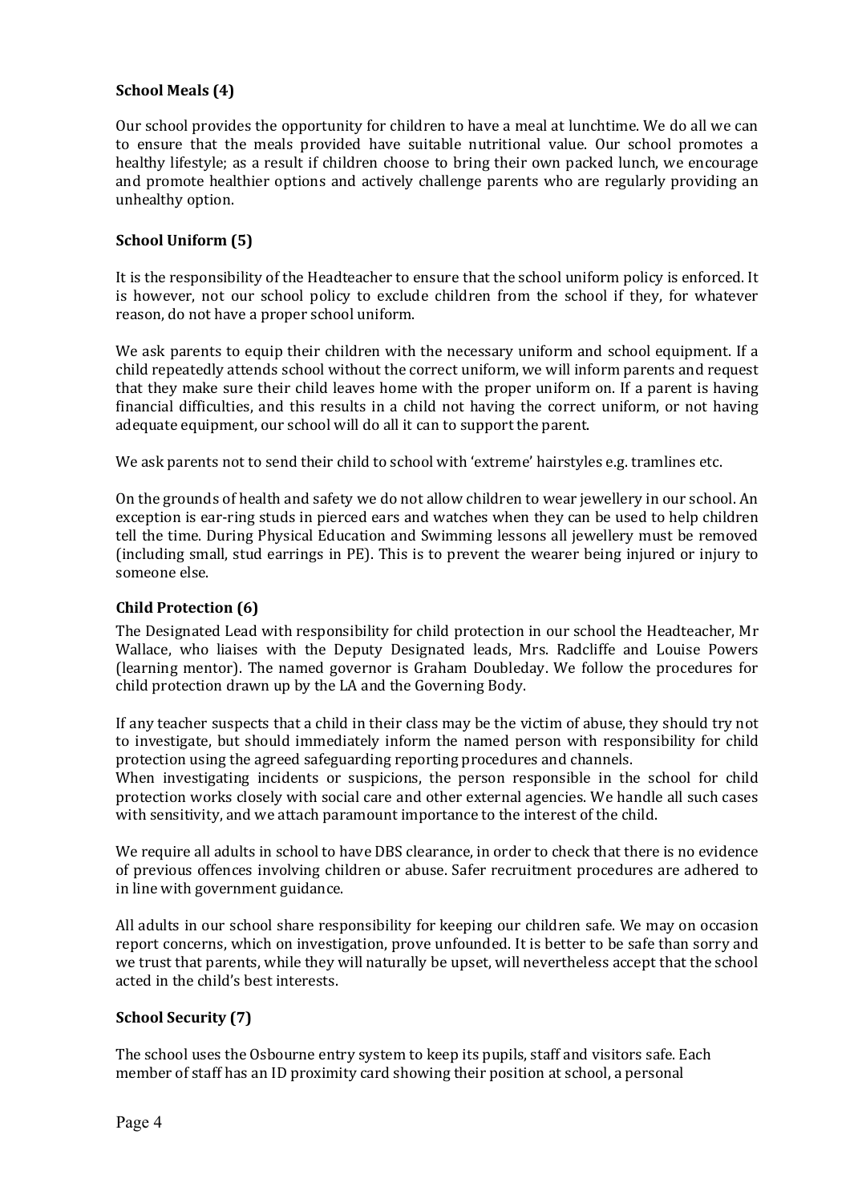### School Meals (4)

Our school provides the opportunity for children to have a meal at lunchtime. We do all we can to ensure that the meals provided have suitable nutritional value. Our school promotes a healthy lifestyle; as a result if children choose to bring their own packed lunch, we encourage and promote healthier options and actively challenge parents who are regularly providing an unhealthy option.

### School Uniform (5)

It is the responsibility of the Headteacher to ensure that the school uniform policy is enforced. It is however, not our school policy to exclude children from the school if they, for whatever reason, do not have a proper school uniform.

We ask parents to equip their children with the necessary uniform and school equipment. If a child repeatedly attends school without the correct uniform, we will inform parents and request that they make sure their child leaves home with the proper uniform on. If a parent is having financial difficulties, and this results in a child not having the correct uniform, or not having adequate equipment, our school will do all it can to support the parent.

We ask parents not to send their child to school with 'extreme' hairstyles e.g. tramlines etc.

On the grounds of health and safety we do not allow children to wear jewellery in our school. An exception is ear-ring studs in pierced ears and watches when they can be used to help children tell the time. During Physical Education and Swimming lessons all jewellery must be removed (including small, stud earrings in PE). This is to prevent the wearer being injured or injury to someone else.

### Child Protection (6)

The Designated Lead with responsibility for child protection in our school the Headteacher, Mr Wallace, who liaises with the Deputy Designated leads, Mrs. Radcliffe and Louise Powers (learning mentor). The named governor is Graham Doubleday. We follow the procedures for child protection drawn up by the LA and the Governing Body.

If any teacher suspects that a child in their class may be the victim of abuse, they should try not to investigate, but should immediately inform the named person with responsibility for child protection using the agreed safeguarding reporting procedures and channels.
When investigating incidents or suspicions, the person responsible in the school for child protection works closely with social care and other external agencies. We handle all such cases with sensitivity, and we attach paramount importance to the interest of the child.

We require all adults in school to have DBS clearance, in order to check that there is no evidence of previous offences involving children or abuse. Safer recruitment procedures are adhered to in line with government guidance.

All adults in our school share responsibility for keeping our children safe. We may on occasion report concerns, which on investigation, prove unfounded. It is better to be safe than sorry and we trust that parents, while they will naturally be upset, will nevertheless accept that the school acted in the child's best interests.

### School Security (7)

The school uses the Osbourne entry system to keep its pupils, staff and visitors safe. Each member of staff has an ID proximity card showing their position at school, a personal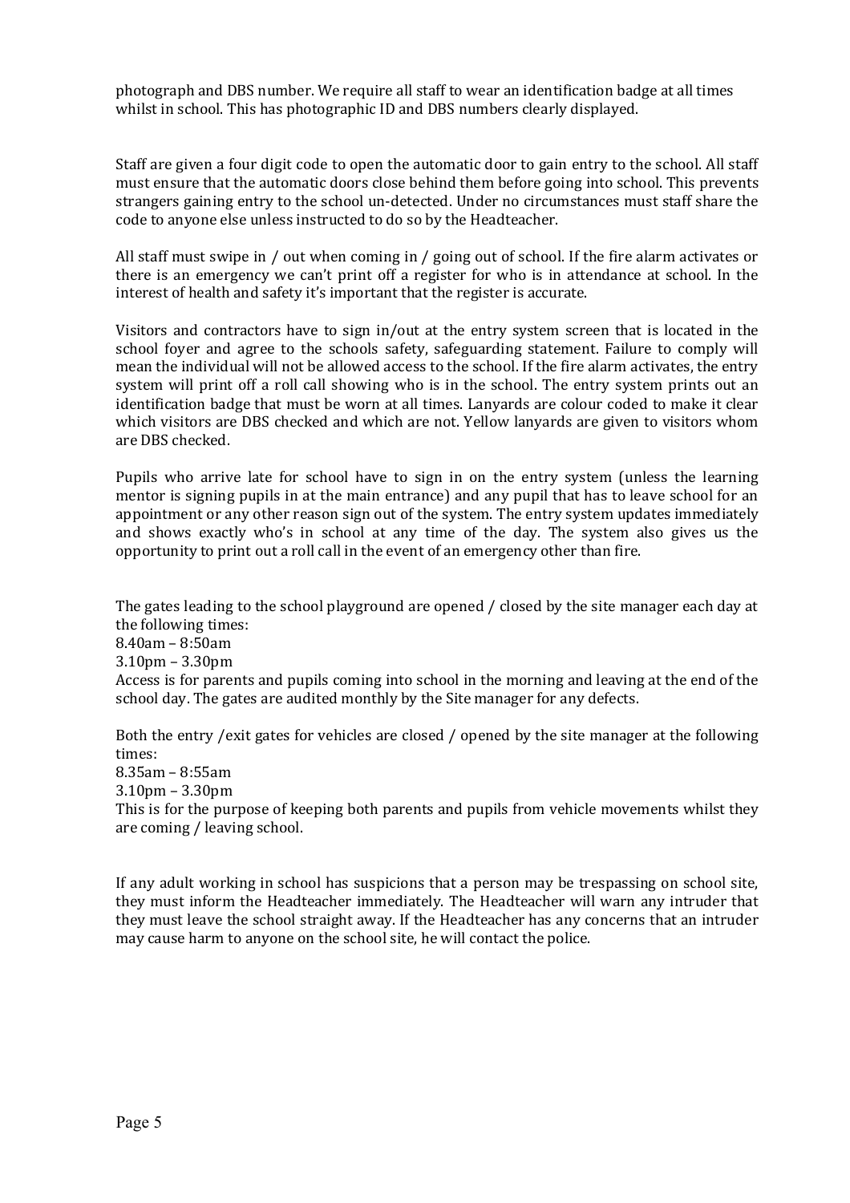photograph and DBS number. We require all staff to wear an identification badge at all times whilst in school. This has photographic ID and DBS numbers clearly displayed.

Staff are given a four digit code to open the automatic door to gain entry to the school. All staff must ensure that the automatic doors close behind them before going into school. This prevents strangers gaining entry to the school un-detected. Under no circumstances must staff share the code to anyone else unless instructed to do so by the Headteacher.

All staff must swipe in / out when coming in / going out of school. If the fire alarm activates or there is an emergency we can't print off a register for who is in attendance at school. In the interest of health and safety it's important that the register is accurate.

Visitors and contractors have to sign in/out at the entry system screen that is located in the school foyer and agree to the schools safety, safeguarding statement. Failure to comply will mean the individual will not be allowed access to the school. If the fire alarm activates, the entry system will print off a roll call showing who is in the school. The entry system prints out an identification badge that must be worn at all times. Lanyards are colour coded to make it clear which visitors are DBS checked and which are not. Yellow lanyards are given to visitors whom are DBS checked.

Pupils who arrive late for school have to sign in on the entry system (unless the learning mentor is signing pupils in at the main entrance) and any pupil that has to leave school for an appointment or any other reason sign out of the system. The entry system updates immediately and shows exactly who's in school at any time of the day. The system also gives us the opportunity to print out a roll call in the event of an emergency other than fire.

The gates leading to the school playground are opened / closed by the site manager each day at the following times:
8.40am – 8:50am
3.10pm – 3.30pm
Access is for parents and pupils coming into school in the morning and leaving at the end of the school day. The gates are audited monthly by the Site manager for any defects.

Both the entry /exit gates for vehicles are closed / opened by the site manager at the following times:
8.35am – 8:55am
3.10pm – 3.30pm
This is for the purpose of keeping both parents and pupils from vehicle movements whilst they are coming / leaving school.

If any adult working in school has suspicions that a person may be trespassing on school site, they must inform the Headteacher immediately. The Headteacher will warn any intruder that they must leave the school straight away. If the Headteacher has any concerns that an intruder may cause harm to anyone on the school site, he will contact the police.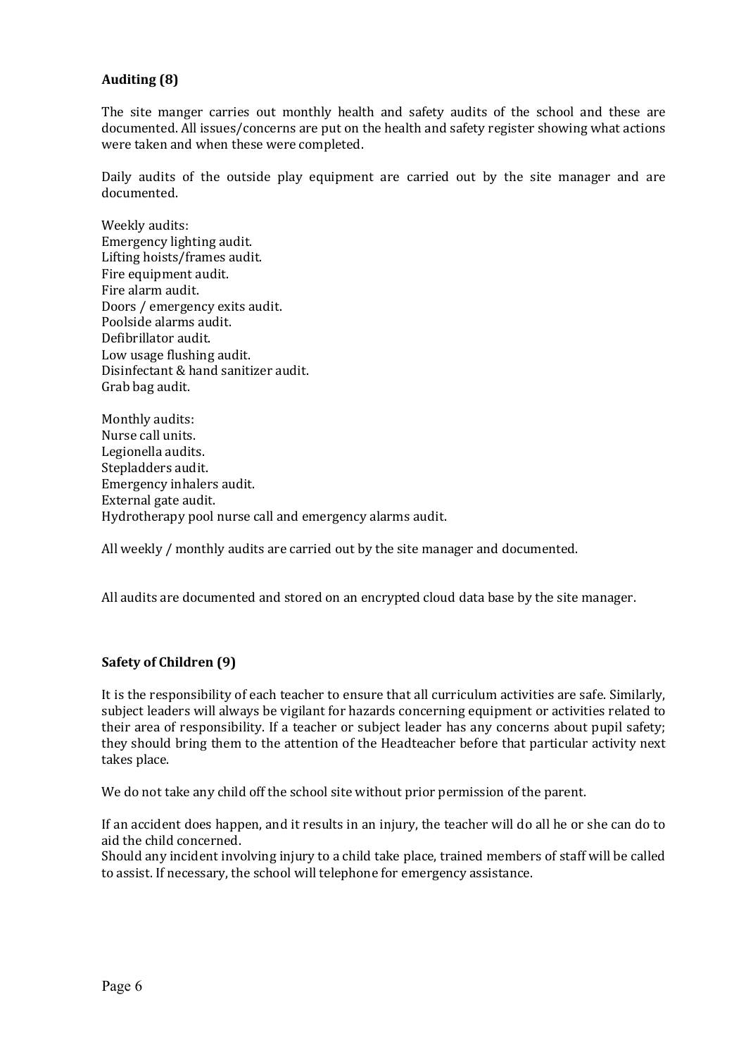**Auditing (8)**

The site manger carries out monthly health and safety audits of the school and these are documented. All issues/concerns are put on the health and safety register showing what actions were taken and when these were completed.

Daily audits of the outside play equipment are carried out by the site manager and are documented.

Weekly audits:
Emergency lighting audit.
Lifting hoists/frames audit.
Fire equipment audit.
Fire alarm audit.
Doors / emergency exits audit.
Poolside alarms audit.
Defibrillator audit.
Low usage flushing audit.
Disinfectant & hand sanitizer audit.
Grab bag audit.

Monthly audits:
Nurse call units.
Legionella audits.
Stepladders audit.
Emergency inhalers audit.
External gate audit.
Hydrotherapy pool nurse call and emergency alarms audit.

All weekly / monthly audits are carried out by the site manager and documented.

All audits are documented and stored on an encrypted cloud data base by the site manager.

**Safety of Children (9)**

It is the responsibility of each teacher to ensure that all curriculum activities are safe. Similarly, subject leaders will always be vigilant for hazards concerning equipment or activities related to their area of responsibility. If a teacher or subject leader has any concerns about pupil safety; they should bring them to the attention of the Headteacher before that particular activity next takes place.

We do not take any child off the school site without prior permission of the parent.

If an accident does happen, and it results in an injury, the teacher will do all he or she can do to aid the child concerned.
Should any incident involving injury to a child take place, trained members of staff will be called to assist. If necessary, the school will telephone for emergency assistance.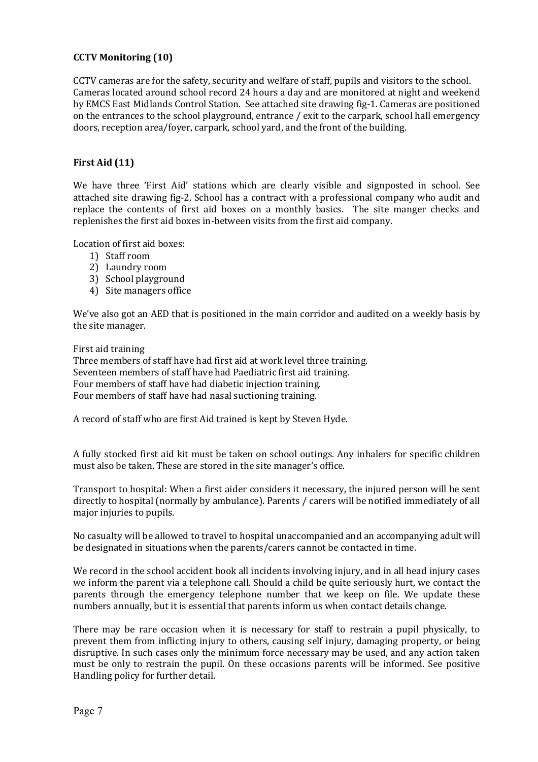## CCTV Monitoring (10)

CCTV cameras are for the safety, security and welfare of staff, pupils and visitors to the school. Cameras located around school record 24 hours a day and are monitored at night and weekend by EMCS East Midlands Control Station. See attached site drawing fig-1. Cameras are positioned on the entrances to the school playground, entrance / exit to the carpark, school hall emergency doors, reception area/foyer, carpark, school yard, and the front of the building.

## First Aid (11)

We have three 'First Aid' stations which are clearly visible and signposted in school. See attached site drawing fig-2. School has a contract with a professional company who audit and replace the contents of first aid boxes on a monthly basics. The site manger checks and replenishes the first aid boxes in-between visits from the first aid company.

Location of first aid boxes:

1) Staff room
2) Laundry room
3) School playground
4) Site managers office

We've also got an AED that is positioned in the main corridor and audited on a weekly basis by the site manager.

First aid training
Three members of staff have had first aid at work level three training.
Seventeen members of staff have had Paediatric first aid training.
Four members of staff have had diabetic injection training.
Four members of staff have had nasal suctioning training.

A record of staff who are first Aid trained is kept by Steven Hyde.

A fully stocked first aid kit must be taken on school outings. Any inhalers for specific children must also be taken. These are stored in the site manager's office.

Transport to hospital: When a first aider considers it necessary, the injured person will be sent directly to hospital (normally by ambulance). Parents / carers will be notified immediately of all major injuries to pupils.

No casualty will be allowed to travel to hospital unaccompanied and an accompanying adult will be designated in situations when the parents/carers cannot be contacted in time.

We record in the school accident book all incidents involving injury, and in all head injury cases we inform the parent via a telephone call. Should a child be quite seriously hurt, we contact the parents through the emergency telephone number that we keep on file. We update these numbers annually, but it is essential that parents inform us when contact details change.

There may be rare occasion when it is necessary for staff to restrain a pupil physically, to prevent them from inflicting injury to others, causing self injury, damaging property, or being disruptive. In such cases only the minimum force necessary may be used, and any action taken must be only to restrain the pupil. On these occasions parents will be informed. See positive Handling policy for further detail.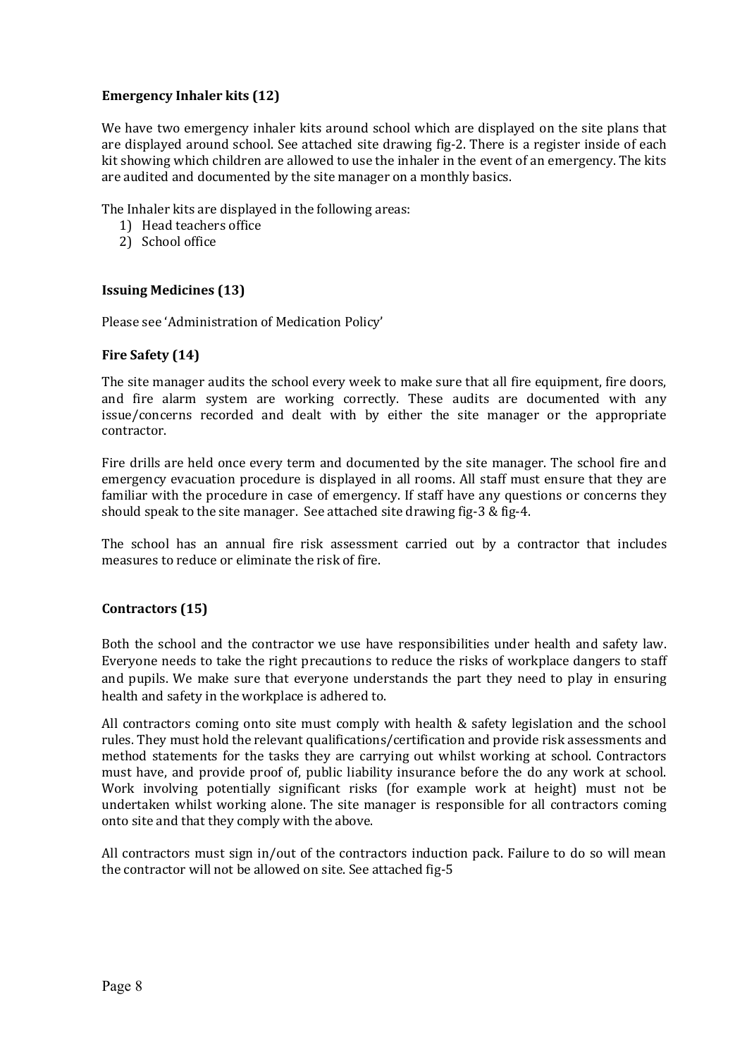**Emergency Inhaler kits (12)**

We have two emergency inhaler kits around school which are displayed on the site plans that are displayed around school. See attached site drawing fig-2. There is a register inside of each kit showing which children are allowed to use the inhaler in the event of an emergency. The kits are audited and documented by the site manager on a monthly basics.

The Inhaler kits are displayed in the following areas:

1) Head teachers office
2) School office

**Issuing Medicines (13)**

Please see 'Administration of Medication Policy'

**Fire Safety (14)**

The site manager audits the school every week to make sure that all fire equipment, fire doors, and fire alarm system are working correctly. These audits are documented with any issue/concerns recorded and dealt with by either the site manager or the appropriate contractor.

Fire drills are held once every term and documented by the site manager. The school fire and emergency evacuation procedure is displayed in all rooms. All staff must ensure that they are familiar with the procedure in case of emergency. If staff have any questions or concerns they should speak to the site manager. See attached site drawing fig-3 & fig-4.

The school has an annual fire risk assessment carried out by a contractor that includes measures to reduce or eliminate the risk of fire.

**Contractors (15)**

Both the school and the contractor we use have responsibilities under health and safety law. Everyone needs to take the right precautions to reduce the risks of workplace dangers to staff and pupils. We make sure that everyone understands the part they need to play in ensuring health and safety in the workplace is adhered to.

All contractors coming onto site must comply with health & safety legislation and the school rules. They must hold the relevant qualifications/certification and provide risk assessments and method statements for the tasks they are carrying out whilst working at school. Contractors must have, and provide proof of, public liability insurance before the do any work at school. Work involving potentially significant risks (for example work at height) must not be undertaken whilst working alone. The site manager is responsible for all contractors coming onto site and that they comply with the above.

All contractors must sign in/out of the contractors induction pack. Failure to do so will mean the contractor will not be allowed on site. See attached fig-5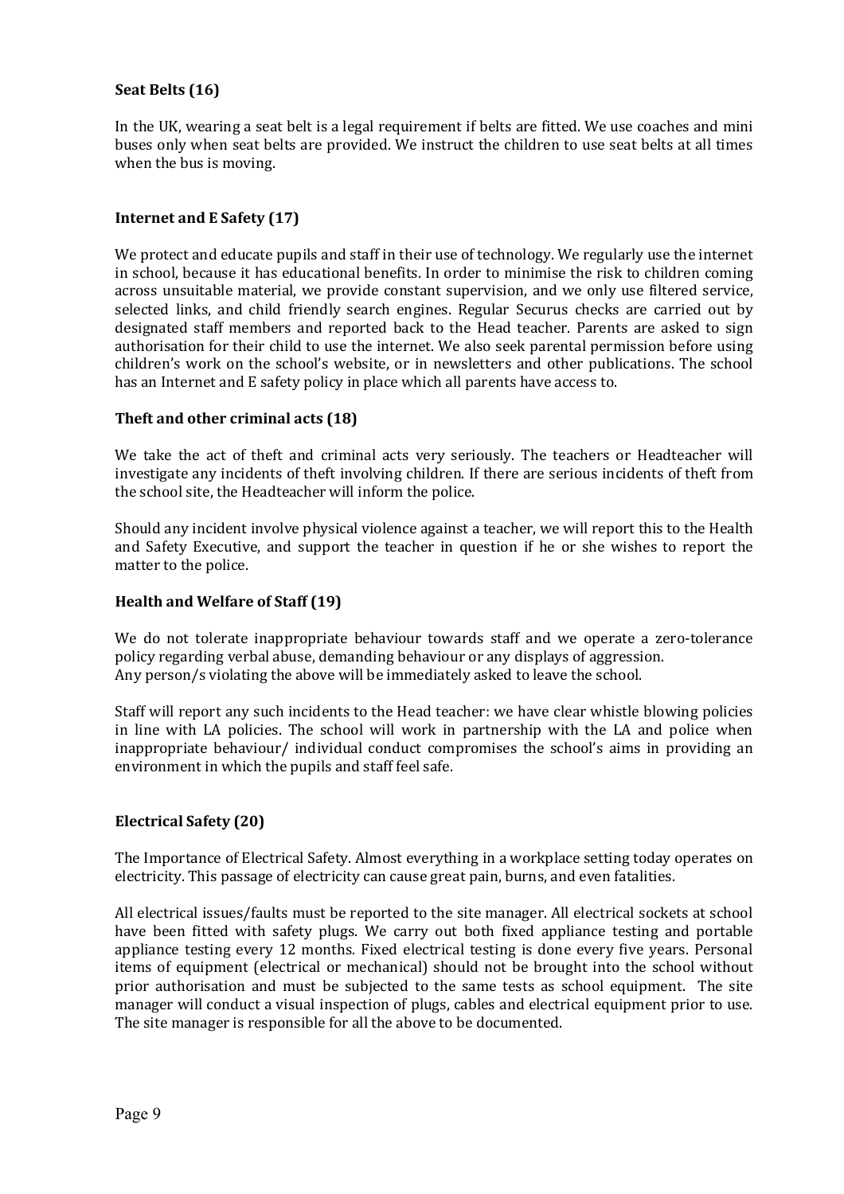**Seat Belts (16)**

In the UK, wearing a seat belt is a legal requirement if belts are fitted. We use coaches and mini buses only when seat belts are provided. We instruct the children to use seat belts at all times when the bus is moving.

**Internet and E Safety (17)**

We protect and educate pupils and staff in their use of technology. We regularly use the internet in school, because it has educational benefits. In order to minimise the risk to children coming across unsuitable material, we provide constant supervision, and we only use filtered service, selected links, and child friendly search engines. Regular Securus checks are carried out by designated staff members and reported back to the Head teacher. Parents are asked to sign authorisation for their child to use the internet. We also seek parental permission before using children's work on the school's website, or in newsletters and other publications. The school has an Internet and E safety policy in place which all parents have access to.

**Theft and other criminal acts (18)**

We take the act of theft and criminal acts very seriously. The teachers or Headteacher will investigate any incidents of theft involving children. If there are serious incidents of theft from the school site, the Headteacher will inform the police.

Should any incident involve physical violence against a teacher, we will report this to the Health and Safety Executive, and support the teacher in question if he or she wishes to report the matter to the police.

**Health and Welfare of Staff (19)**

We do not tolerate inappropriate behaviour towards staff and we operate a zero-tolerance policy regarding verbal abuse, demanding behaviour or any displays of aggression.
Any person/s violating the above will be immediately asked to leave the school.

Staff will report any such incidents to the Head teacher: we have clear whistle blowing policies in line with LA policies. The school will work in partnership with the LA and police when inappropriate behaviour/ individual conduct compromises the school's aims in providing an environment in which the pupils and staff feel safe.

**Electrical Safety (20)**

The Importance of Electrical Safety. Almost everything in a workplace setting today operates on electricity. This passage of electricity can cause great pain, burns, and even fatalities.

All electrical issues/faults must be reported to the site manager. All electrical sockets at school have been fitted with safety plugs. We carry out both fixed appliance testing and portable appliance testing every 12 months. Fixed electrical testing is done every five years. Personal items of equipment (electrical or mechanical) should not be brought into the school without prior authorisation and must be subjected to the same tests as school equipment. The site manager will conduct a visual inspection of plugs, cables and electrical equipment prior to use. The site manager is responsible for all the above to be documented.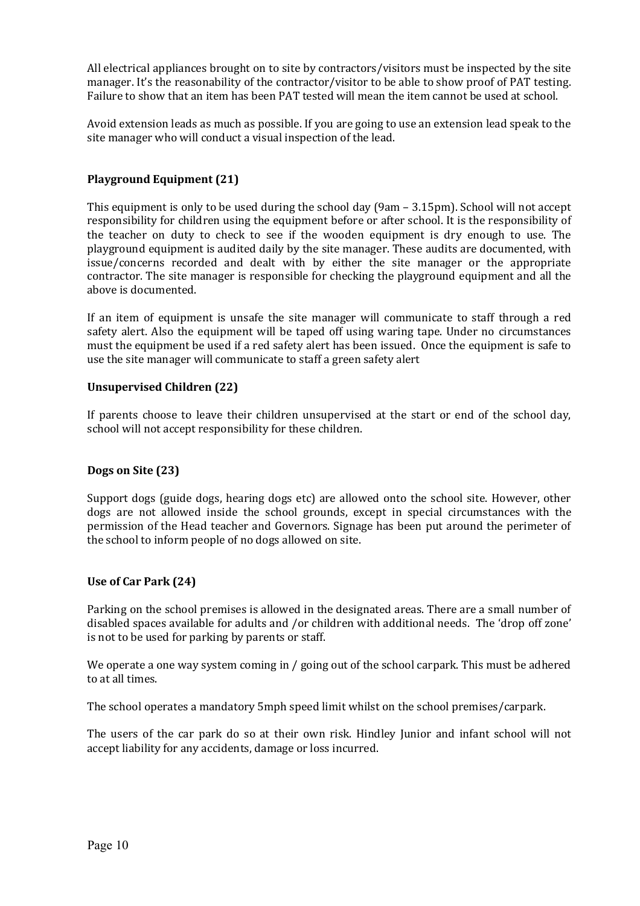All electrical appliances brought on to site by contractors/visitors must be inspected by the site manager. It's the reasonability of the contractor/visitor to be able to show proof of PAT testing. Failure to show that an item has been PAT tested will mean the item cannot be used at school.

Avoid extension leads as much as possible. If you are going to use an extension lead speak to the site manager who will conduct a visual inspection of the lead.

**Playground Equipment (21)**

This equipment is only to be used during the school day (9am – 3.15pm). School will not accept responsibility for children using the equipment before or after school. It is the responsibility of the teacher on duty to check to see if the wooden equipment is dry enough to use. The playground equipment is audited daily by the site manager. These audits are documented, with issue/concerns recorded and dealt with by either the site manager or the appropriate contractor. The site manager is responsible for checking the playground equipment and all the above is documented.

If an item of equipment is unsafe the site manager will communicate to staff through a red safety alert. Also the equipment will be taped off using waring tape. Under no circumstances must the equipment be used if a red safety alert has been issued. Once the equipment is safe to use the site manager will communicate to staff a green safety alert

**Unsupervised Children (22)**

If parents choose to leave their children unsupervised at the start or end of the school day, school will not accept responsibility for these children.

**Dogs on Site (23)**

Support dogs (guide dogs, hearing dogs etc) are allowed onto the school site. However, other dogs are not allowed inside the school grounds, except in special circumstances with the permission of the Head teacher and Governors. Signage has been put around the perimeter of the school to inform people of no dogs allowed on site.

**Use of Car Park (24)**

Parking on the school premises is allowed in the designated areas. There are a small number of disabled spaces available for adults and /or children with additional needs. The 'drop off zone' is not to be used for parking by parents or staff.

We operate a one way system coming in / going out of the school carpark. This must be adhered to at all times.

The school operates a mandatory 5mph speed limit whilst on the school premises/carpark.

The users of the car park do so at their own risk. Hindley Junior and infant school will not accept liability for any accidents, damage or loss incurred.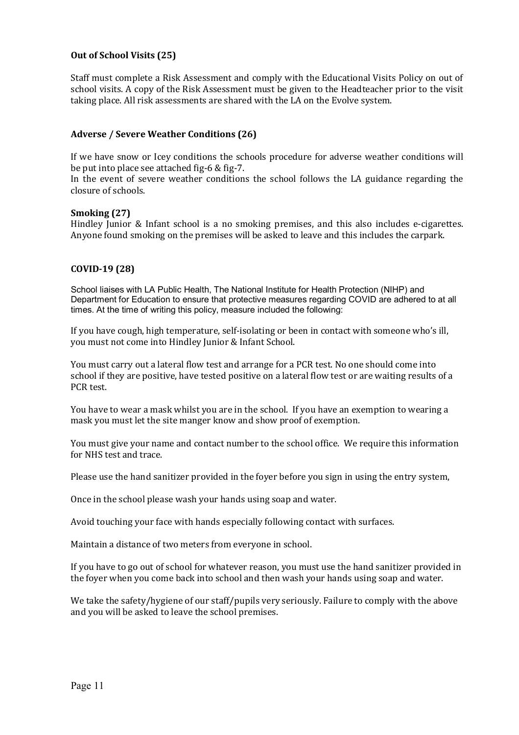### Out of School Visits (25)

Staff must complete a Risk Assessment and comply with the Educational Visits Policy on out of school visits. A copy of the Risk Assessment must be given to the Headteacher prior to the visit taking place. All risk assessments are shared with the LA on the Evolve system.

### Adverse / Severe Weather Conditions (26)

If we have snow or Icey conditions the schools procedure for adverse weather conditions will be put into place see attached fig-6 & fig-7.

In the event of severe weather conditions the school follows the LA guidance regarding the closure of schools.

### Smoking (27)

Hindley Junior & Infant school is a no smoking premises, and this also includes e-cigarettes. Anyone found smoking on the premises will be asked to leave and this includes the carpark.

### COVID-19 (28)

School liaises with LA Public Health, The National Institute for Health Protection (NIHP) and Department for Education to ensure that protective measures regarding COVID are adhered to at all times. At the time of writing this policy, measure included the following:

If you have cough, high temperature, self-isolating or been in contact with someone who's ill, you must not come into Hindley Junior & Infant School.

You must carry out a lateral flow test and arrange for a PCR test. No one should come into school if they are positive, have tested positive on a lateral flow test or are waiting results of a PCR test.

You have to wear a mask whilst you are in the school. If you have an exemption to wearing a mask you must let the site manger know and show proof of exemption.

You must give your name and contact number to the school office. We require this information for NHS test and trace.

Please use the hand sanitizer provided in the foyer before you sign in using the entry system,

Once in the school please wash your hands using soap and water.

Avoid touching your face with hands especially following contact with surfaces.

Maintain a distance of two meters from everyone in school.

If you have to go out of school for whatever reason, you must use the hand sanitizer provided in the foyer when you come back into school and then wash your hands using soap and water.

We take the safety/hygiene of our staff/pupils very seriously. Failure to comply with the above and you will be asked to leave the school premises.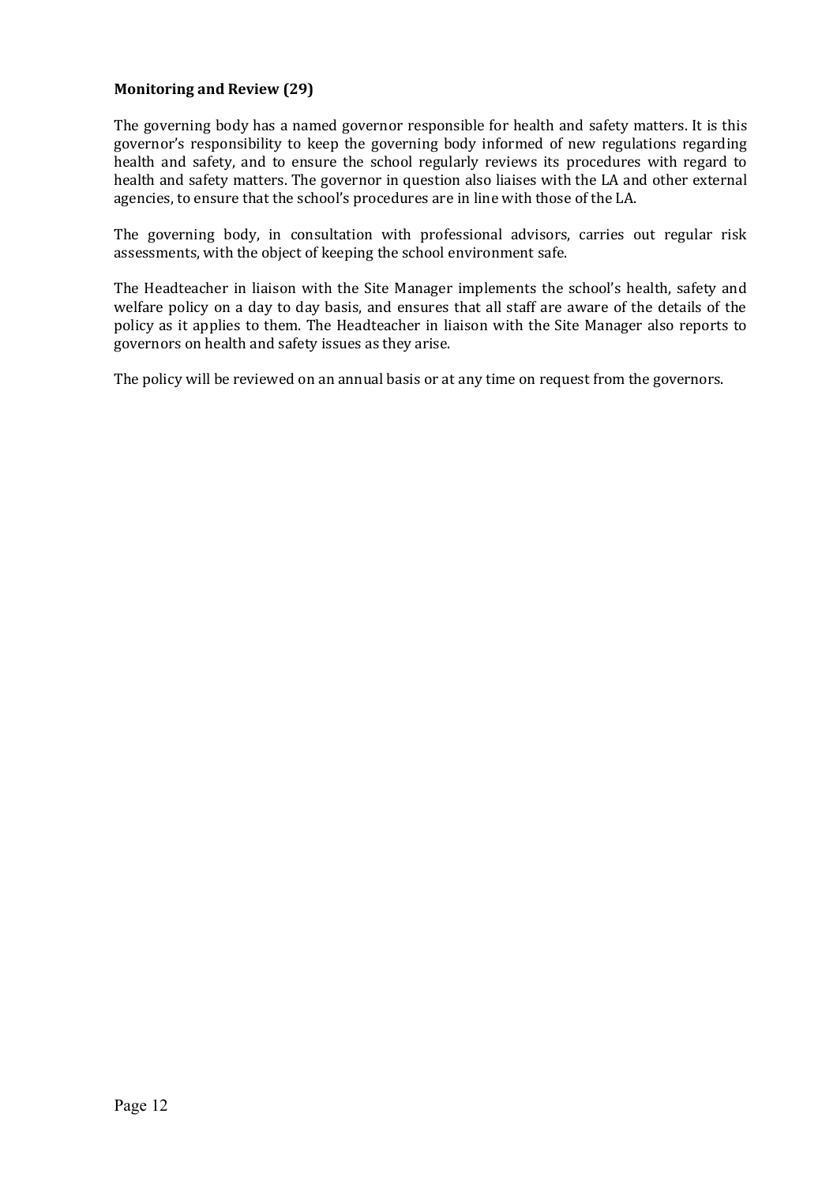**Monitoring and Review (29)**

The governing body has a named governor responsible for health and safety matters. It is this governor's responsibility to keep the governing body informed of new regulations regarding health and safety, and to ensure the school regularly reviews its procedures with regard to health and safety matters. The governor in question also liaises with the LA and other external agencies, to ensure that the school's procedures are in line with those of the LA.

The governing body, in consultation with professional advisors, carries out regular risk assessments, with the object of keeping the school environment safe.

The Headteacher in liaison with the Site Manager implements the school's health, safety and welfare policy on a day to day basis, and ensures that all staff are aware of the details of the policy as it applies to them. The Headteacher in liaison with the Site Manager also reports to governors on health and safety issues as they arise.

The policy will be reviewed on an annual basis or at any time on request from the governors.